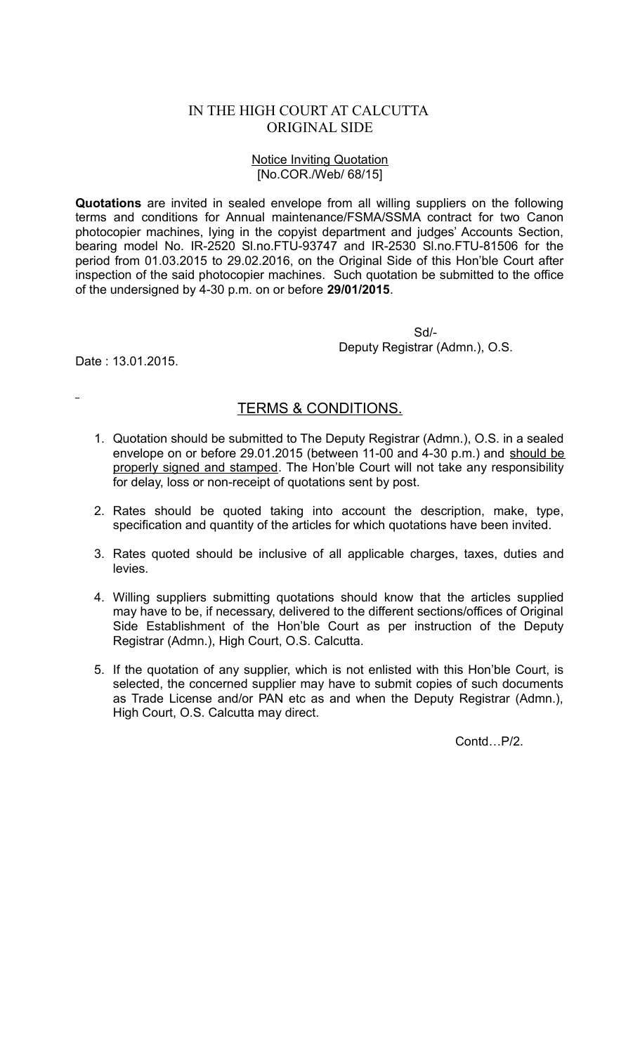# IN THE HIGH COURT AT CALCUTTA
## ORIGINAL SIDE

Notice Inviting Quotation
[No.COR./Web/ 68/15]

**Quotations** are invited in sealed envelope from all willing suppliers on the following terms and conditions for Annual maintenance/FSMA/SSMA contract for two Canon photocopier machines, lying in the copyist department and judges' Accounts Section, bearing model No. IR-2520 Sl.no.FTU-93747 and IR-2530 Sl.no.FTU-81506 for the period from 01.03.2015 to 29.02.2016, on the Original Side of this Hon'ble Court after inspection of the said photocopier machines. Such quotation be submitted to the office of the undersigned by 4-30 p.m. on or before **29/01/2015**.

Sd/-
Deputy Registrar (Admn.), O.S.

Date : 13.01.2015.

## TERMS & CONDITIONS.

1. Quotation should be submitted to The Deputy Registrar (Admn.), O.S. in a sealed envelope on or before 29.01.2015 (between 11-00 and 4-30 p.m.) and should be properly signed and stamped. The Hon'ble Court will not take any responsibility for delay, loss or non-receipt of quotations sent by post.

2. Rates should be quoted taking into account the description, make, type, specification and quantity of the articles for which quotations have been invited.

3. Rates quoted should be inclusive of all applicable charges, taxes, duties and levies.

4. Willing suppliers submitting quotations should know that the articles supplied may have to be, if necessary, delivered to the different sections/offices of Original Side Establishment of the Hon'ble Court as per instruction of the Deputy Registrar (Admn.), High Court, O.S. Calcutta.

5. If the quotation of any supplier, which is not enlisted with this Hon'ble Court, is selected, the concerned supplier may have to submit copies of such documents as Trade License and/or PAN etc as and when the Deputy Registrar (Admn.), High Court, O.S. Calcutta may direct.

Contd…P/2.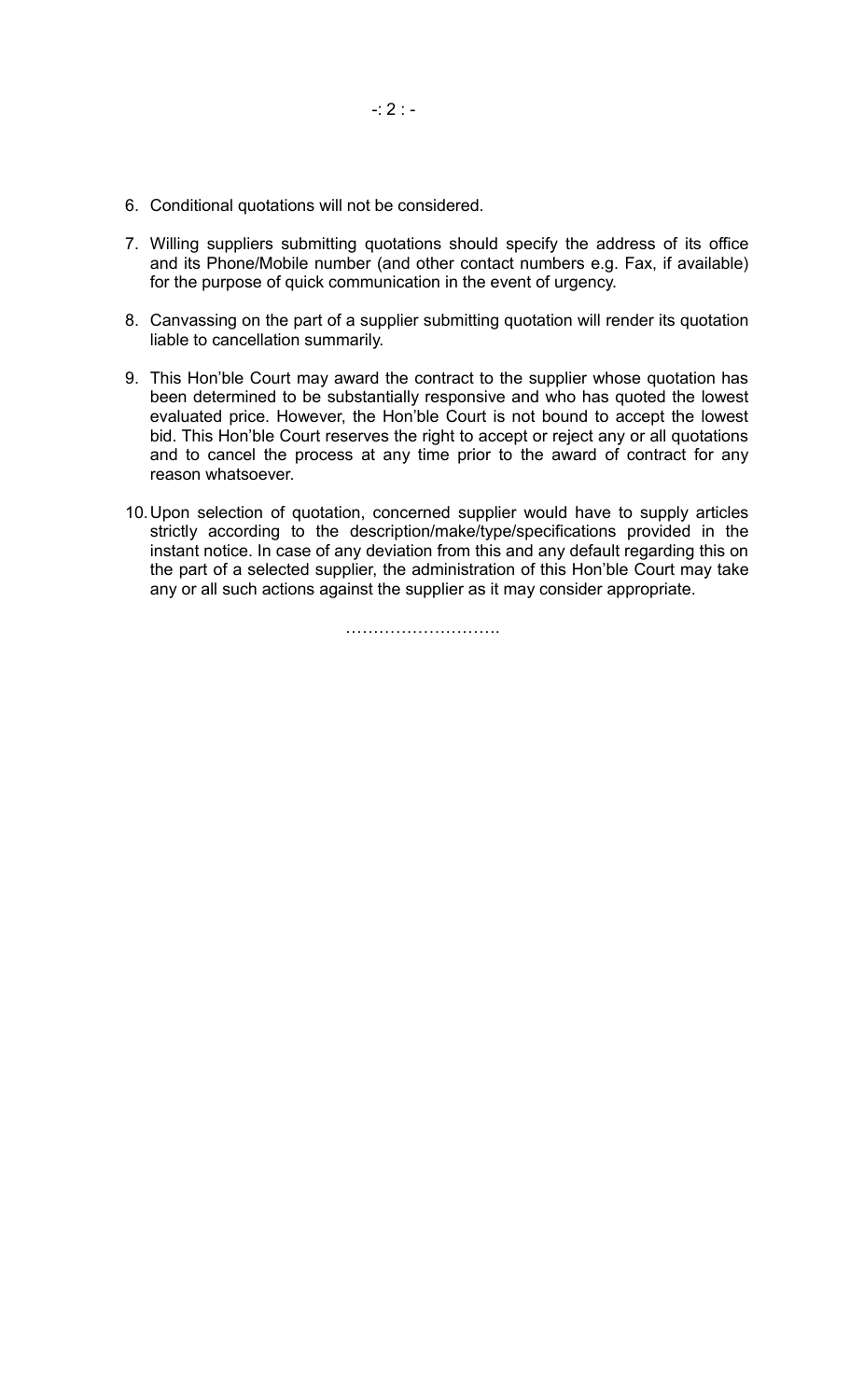6. Conditional quotations will not be considered.

7. Willing suppliers submitting quotations should specify the address of its office and its Phone/Mobile number (and other contact numbers e.g. Fax, if available) for the purpose of quick communication in the event of urgency.

8. Canvassing on the part of a supplier submitting quotation will render its quotation liable to cancellation summarily.

9. This Hon'ble Court may award the contract to the supplier whose quotation has been determined to be substantially responsive and who has quoted the lowest evaluated price. However, the Hon'ble Court is not bound to accept the lowest bid. This Hon'ble Court reserves the right to accept or reject any or all quotations and to cancel the process at any time prior to the award of contract for any reason whatsoever.

10. Upon selection of quotation, concerned supplier would have to supply articles strictly according to the description/make/type/specifications provided in the instant notice. In case of any deviation from this and any default regarding this on the part of a selected supplier, the administration of this Hon'ble Court may take any or all such actions against the supplier as it may consider appropriate.

……………………….